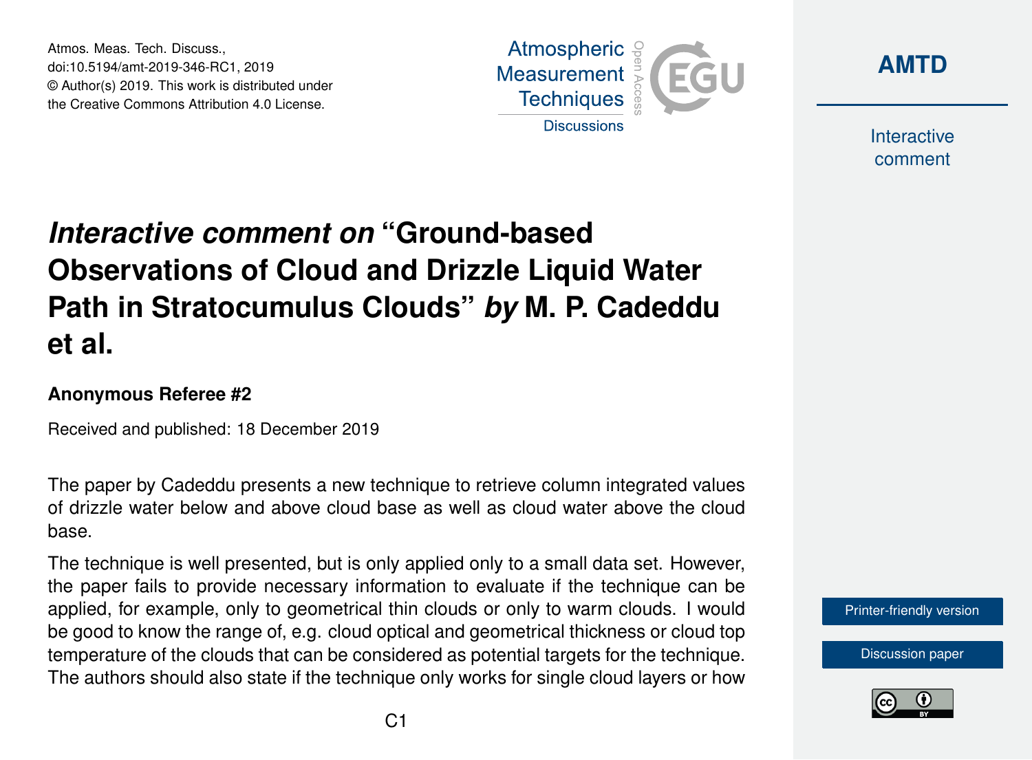# *Interactive comment on* "Ground-based Observations of Cloud and Drizzle Liquid Water Path in Stratocumulus Clouds" *by* M. P. Cadeddu et al.

### Anonymous Referee #2

Received and published: 18 December 2019

The paper by Cadeddu presents a new technique to retrieve column integrated values of drizzle water below and above cloud base as well as cloud water above the cloud base.

The technique is well presented, but is only applied only to a small data set. However, the paper fails to provide necessary information to evaluate if the technique can be applied, for example, only to geometrical thin clouds or only to warm clouds. I would be good to know the range of, e.g. cloud optical and geometrical thickness or cloud top temperature of the clouds that can be considered as potential targets for the technique. The authors should also state if the technique only works for single cloud layers or how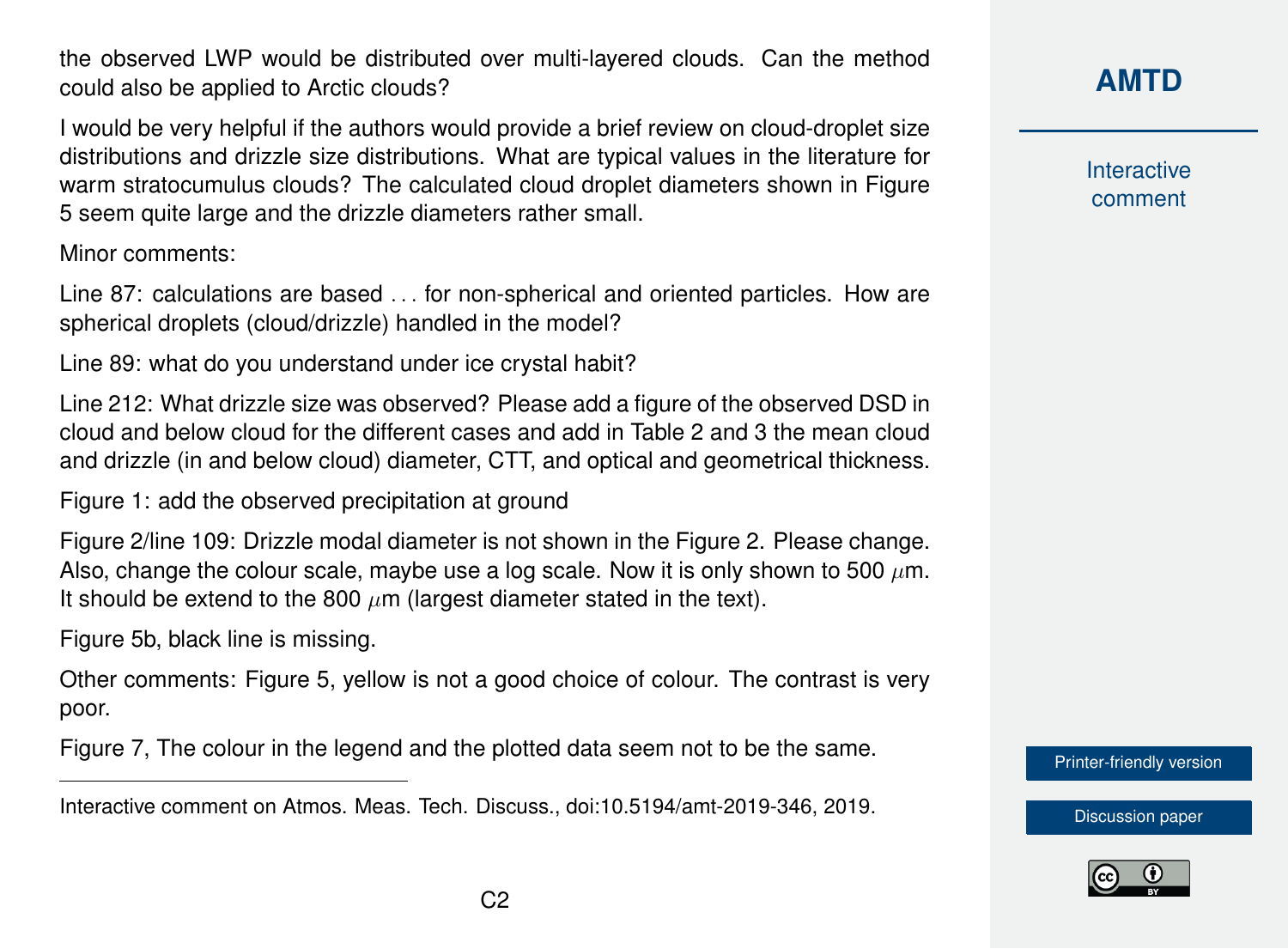the observed LWP would be distributed over multi-layered clouds. Can the method could also be applied to Arctic clouds?

I would be very helpful if the authors would provide a brief review on cloud-droplet size distributions and drizzle size distributions. What are typical values in the literature for warm stratocumulus clouds? The calculated cloud droplet diameters shown in Figure 5 seem quite large and the drizzle diameters rather small.

Minor comments:

Line 87: calculations are based . . . for non-spherical and oriented particles. How are spherical droplets (cloud/drizzle) handled in the model?

Line 89: what do you understand under ice crystal habit?

Line 212: What drizzle size was observed? Please add a figure of the observed DSD in cloud and below cloud for the different cases and add in Table 2 and 3 the mean cloud and drizzle (in and below cloud) diameter, CTT, and optical and geometrical thickness.

Figure 1: add the observed precipitation at ground

Figure 2/line 109: Drizzle modal diameter is not shown in the Figure 2. Please change. Also, change the colour scale, maybe use a log scale. Now it is only shown to 500 $\mu$m. It should be extend to the 800 $\mu$m (largest diameter stated in the text).

Figure 5b, black line is missing.

Other comments: Figure 5, yellow is not a good choice of colour. The contrast is very poor.

Figure 7, The colour in the legend and the plotted data seem not to be the same.

---

Interactive comment on Atmos. Meas. Tech. Discuss., doi:10.5194/amt-2019-346, 2019.